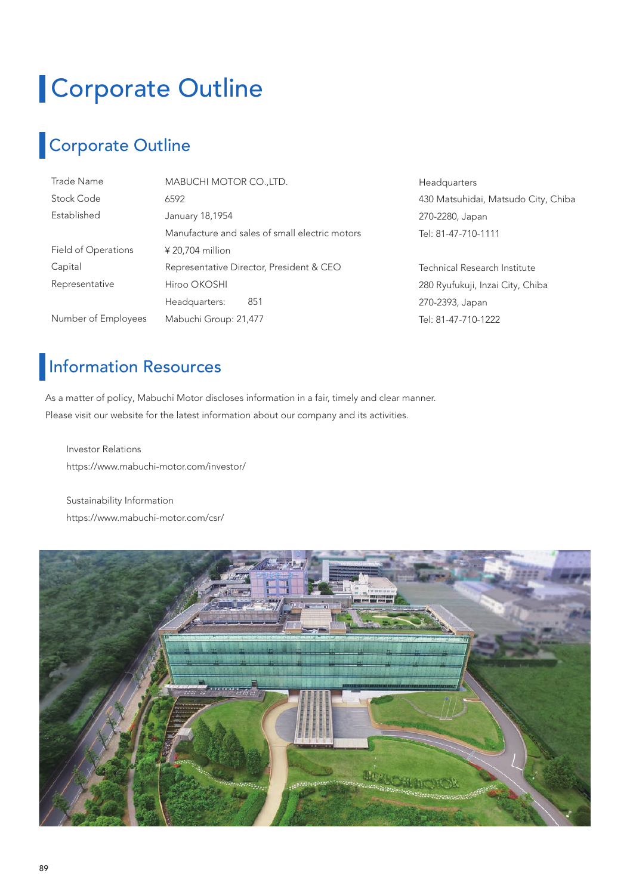# Corporate Outline

## Corporate Outline

| | |
|---|---|
| Trade Name | MABUCHI MOTOR CO.,LTD. |
| Stock Code | 6592 |
| Established | January 18,1954 |
| Field of Operations | Manufacture and sales of small electric motors |
| Capital | ¥ 20,704 million |
| Representative | Representative Director, President & CEO Hiroo OKOSHI |
| Number of Employees | Headquarters: 851<br>Mabuchi Group: 21,477 |

Headquarters
430 Matsuhidai, Matsudo City, Chiba
270-2280, Japan
Tel: 81-47-710-1111

Technical Research Institute
280 Ryufukuji, Inzai City, Chiba
270-2393, Japan
Tel: 81-47-710-1222

## Information Resources

As a matter of policy, Mabuchi Motor discloses information in a fair, timely and clear manner.
Please visit our website for the latest information about our company and its activities.

Investor Relations
https://www.mabuchi-motor.com/investor/

Sustainability Information
https://www.mabuchi-motor.com/csr/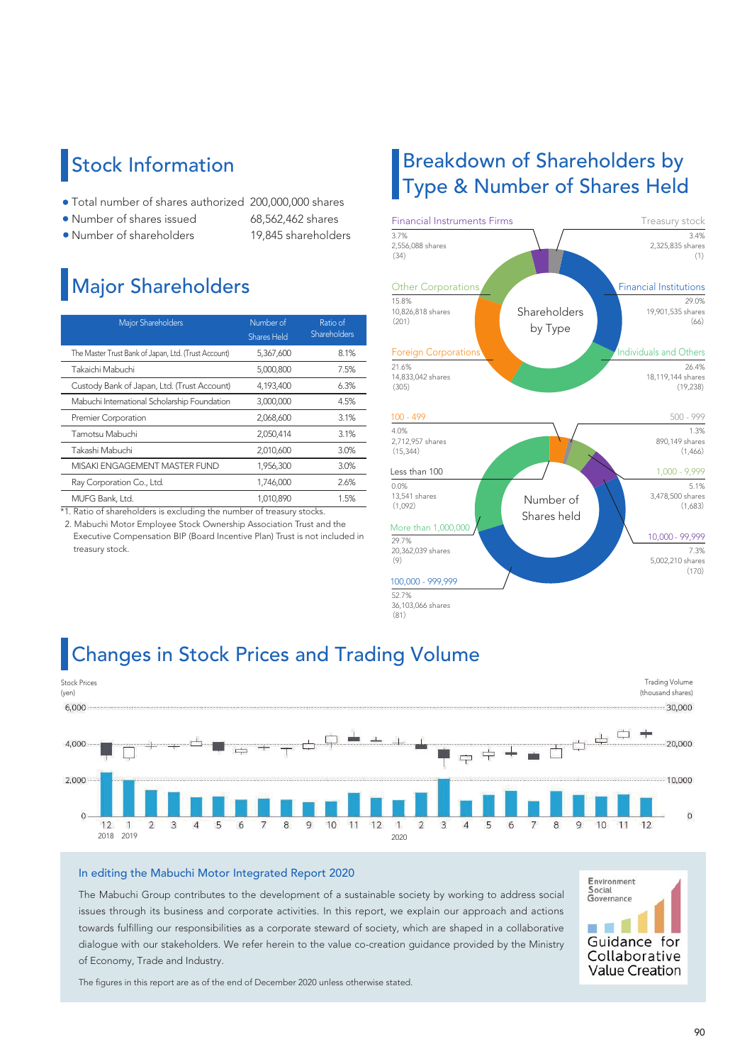# Stock Information

- Total number of shares authorized 200,000,000 shares
- Number of shares issued 68,562,462 shares
- Number of shareholders 19,845 shareholders

# Major Shareholders

| Major Shareholders | Number of Shares Held | Ratio of Shareholders |
|---|---|---|
| The Master Trust Bank of Japan, Ltd. (Trust Account) | 5,367,600 | 8.1% |
| Takaichi Mabuchi | 5,000,800 | 7.5% |
| Custody Bank of Japan, Ltd. (Trust Account) | 4,193,400 | 6.3% |
| Mabuchi International Scholarship Foundation | 3,000,000 | 4.5% |
| Premier Corporation | 2,068,600 | 3.1% |
| Tamotsu Mabuchi | 2,050,414 | 3.1% |
| Takashi Mabuchi | 2,010,600 | 3.0% |
| MISAKI ENGAGEMENT MASTER FUND | 1,956,300 | 3.0% |
| Ray Corporation Co., Ltd. | 1,746,000 | 2.6% |
| MUFG Bank, Ltd. | 1,010,890 | 1.5% |

*1. Ratio of shareholders is excluding the number of treasury stocks.
2. Mabuchi Motor Employee Stock Ownership Association Trust and the Executive Compensation BIP (Board Incentive Plan) Trust is not included in treasury stock.

# Breakdown of Shareholders by Type & Number of Shares Held

Shareholders by Type

Financial Instruments Firms
3.7%
2,556,088 shares
(34)

Treasury stock
3.4%
2,325,835 shares
(1)

Other Corporations
15.8%
10,826,818 shares
(201)

Financial Institutions
29.0%
19,901,535 shares
(66)

Foreign Corporations
21.6%
14,833,042 shares
(305)

Individuals and Others
26.4%
18,119,144 shares
(19,238)

Number of Shares held

100 - 499
4.0%
2,712,957 shares
(15,344)

500 - 999
1.3%
890,149 shares
(1,466)

Less than 100
0.0%
13,541 shares
(1,092)

1,000 - 9,999
5.1%
3,478,500 shares
(1,683)

More than 1,000,000
29.7%
20,362,039 shares
(9)

10,000 - 99,999
7.3%
5,002,210 shares
(170)

100,000 - 999,999
52.7%
36,103,066 shares
(81)

# Changes in Stock Prices and Trading Volume

Stock Prices (yen)
Trading Volume (thousand shares)

6,000 / 30,000
4,000 / 20,000
2,000 / 10,000
0 / 0

12 1 2 3 4 5 6 7 8 9 10 11 12 1 2 3 4 5 6 7 8 9 10 11 12
2018 2019 2020

## In editing the Mabuchi Motor Integrated Report 2020

The Mabuchi Group contributes to the development of a sustainable society by working to address social issues through its business and corporate activities. In this report, we explain our approach and actions towards fulfilling our responsibilities as a corporate steward of society, which are shaped in a collaborative dialogue with our stakeholders. We refer herein to the value co-creation guidance provided by the Ministry of Economy, Trade and Industry.

The figures in this report are as of the end of December 2020 unless otherwise stated.

Environment
Social
Governance

Guidance for Collaborative Value Creation